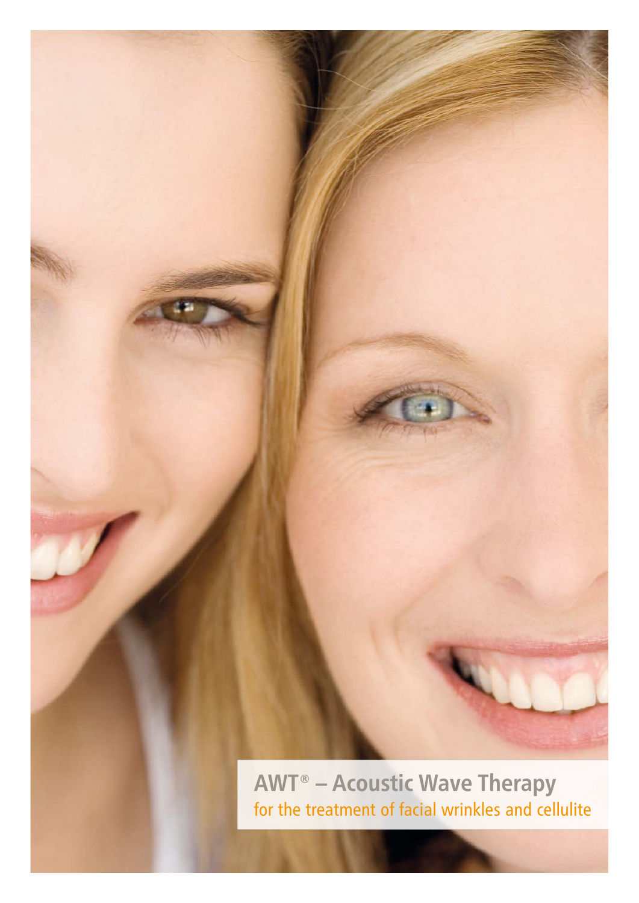# AWT® – Acoustic Wave Therapy

for the treatment of facial wrinkles and cellulite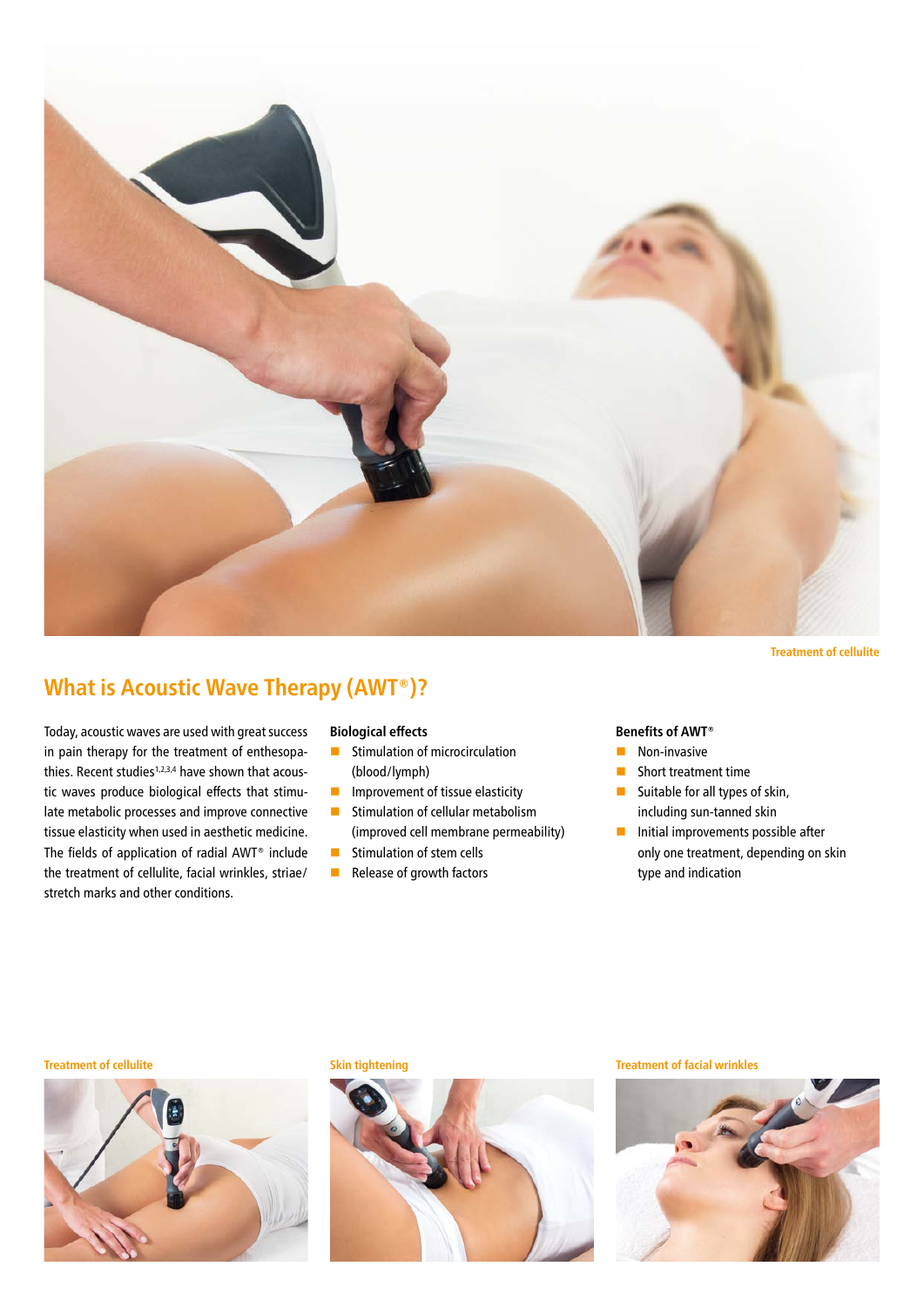Treatment of cellulite

## What is Acoustic Wave Therapy (AWT®)?

Today, acoustic waves are used with great success in pain therapy for the treatment of enthesopathies. Recent studies[1,2,3,4] have shown that acoustic waves produce biological effects that stimulate metabolic processes and improve connective tissue elasticity when used in aesthetic medicine. The fields of application of radial AWT® include the treatment of cellulite, facial wrinkles, striae/stretch marks and other conditions.

**Biological effects**

- Stimulation of microcirculation (blood/lymph)
- Improvement of tissue elasticity
- Stimulation of cellular metabolism (improved cell membrane permeability)
- Stimulation of stem cells
- Release of growth factors

**Benefits of AWT®**

- Non-invasive
- Short treatment time
- Suitable for all types of skin, including sun-tanned skin
- Initial improvements possible after only one treatment, depending on skin type and indication

Treatment of cellulite

Skin tightening

Treatment of facial wrinkles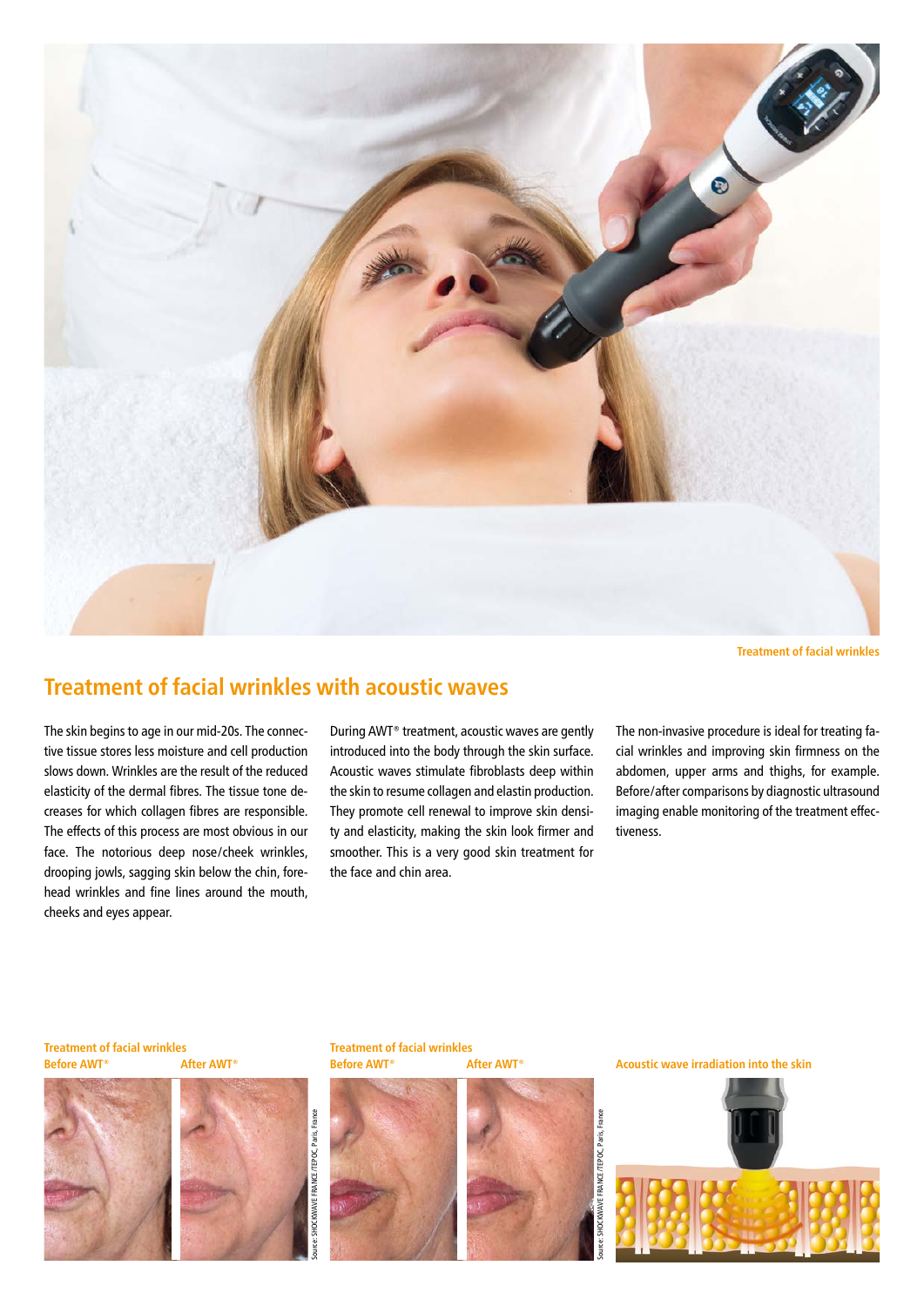Treatment of facial wrinkles

## Treatment of facial wrinkles with acoustic waves

The skin begins to age in our mid-20s. The connective tissue stores less moisture and cell production slows down. Wrinkles are the result of the reduced elasticity of the dermal fibres. The tissue tone decreases for which collagen fibres are responsible. The effects of this process are most obvious in our face. The notorious deep nose/cheek wrinkles, drooping jowls, sagging skin below the chin, forehead wrinkles and fine lines around the mouth, cheeks and eyes appear.

During AWT® treatment, acoustic waves are gently introduced into the body through the skin surface. Acoustic waves stimulate fibroblasts deep within the skin to resume collagen and elastin production. They promote cell renewal to improve skin density and elasticity, making the skin look firmer and smoother. This is a very good skin treatment for the face and chin area.

The non-invasive procedure is ideal for treating facial wrinkles and improving skin firmness on the abdomen, upper arms and thighs, for example. Before/after comparisons by diagnostic ultrasound imaging enable monitoring of the treatment effectiveness.

Treatment of facial wrinkles
Before AWT® After AWT®

Source: SHOCKWAVE FRANCE /TEPOC, Paris, France

Treatment of facial wrinkles
Before AWT® After AWT®

Source: SHOCKWAVE FRANCE /TEPOC, Paris, France

Acoustic wave irradiation into the skin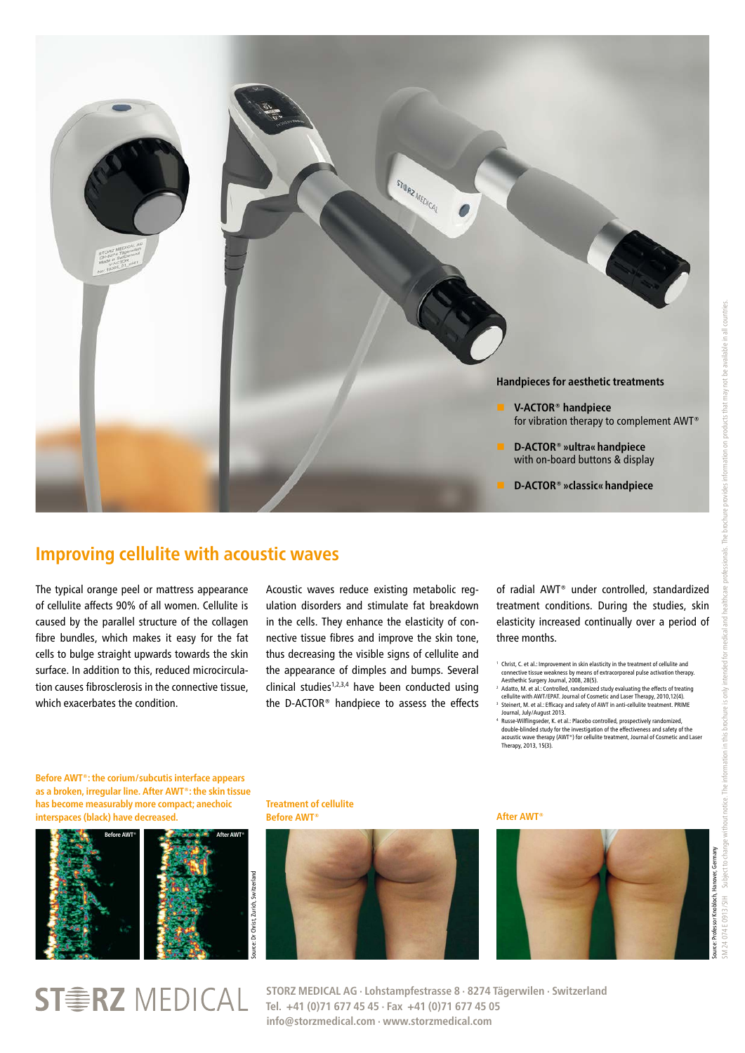**Handpieces for aesthetic treatments**

- **V-ACTOR® handpiece**
  for vibration therapy to complement AWT®
- **D-ACTOR® »ultra« handpiece**
  with on-board buttons & display
- **D-ACTOR® »classic« handpiece**

## Improving cellulite with acoustic waves

The typical orange peel or mattress appearance of cellulite affects 90% of all women. Cellulite is caused by the parallel structure of the collagen fibre bundles, which makes it easy for the fat cells to bulge straight upwards towards the skin surface. In addition to this, reduced microcirculation causes fibrosclerosis in the connective tissue, which exacerbates the condition.

Acoustic waves reduce existing metabolic regulation disorders and stimulate fat breakdown in the cells. They enhance the elasticity of connective tissue fibres and improve the skin tone, thus decreasing the visible signs of cellulite and the appearance of dimples and bumps. Several clinical studies[1,2,3,4] have been conducted using the D-ACTOR® handpiece to assess the effects of radial AWT® under controlled, standardized treatment conditions. During the studies, skin elasticity increased continually over a period of three months.

[1] Christ, C. et al.: Improvement in skin elasticity in the treatment of cellulite and connective tissue weakness by means of extracorporeal pulse activation therapy. Aesthethic Surgery Journal, 2008, 28(5).
[2] Adatto, M. et al.: Controlled, randomized study evaluating the effects of treating cellulite with AWT/EPAT. Journal of Cosmetic and Laser Therapy, 2010,12(4).
[3] Steinert, M. et al.: Efficacy and safety of AWT in anti-cellulite treatment. PRIME Journal, July/August 2013.
[4] Russe-Wilflingseder, K. et al.: Placebo controlled, prospectively randomized, double-blinded study for the investigation of the effectiveness and safety of the acoustic wave therapy (AWT®) for cellulite treatment, Journal of Cosmetic and Laser Therapy, 2013, 15(3).

**Before AWT®: the corium/subcutis interface appears as a broken, irregular line. After AWT®: the skin tissue has become measurably more compact; anechoic interspaces (black) have decreased.**

Before AWT®

After AWT®

Source: Dr Christ, Zurich, Switzerland

**Treatment of cellulite**
**Before AWT®**

**After AWT®**

Source: Professor Knobloch, Hanover, Germany

SM 24 074 E 0913 /SIH Subject to change without notice. The information in this brochure is only intended for medical and healthcare professionals. The brochure provides information on products that may not be available in all countries.

STORZ MEDICAL

**STORZ MEDICAL AG · Lohstampfestrasse 8 · 8274 Tägerwilen · Switzerland**
**Tel. +41 (0)71 677 45 45 · Fax +41 (0)71 677 45 05**
**info@storzmedical.com · www.storzmedical.com**